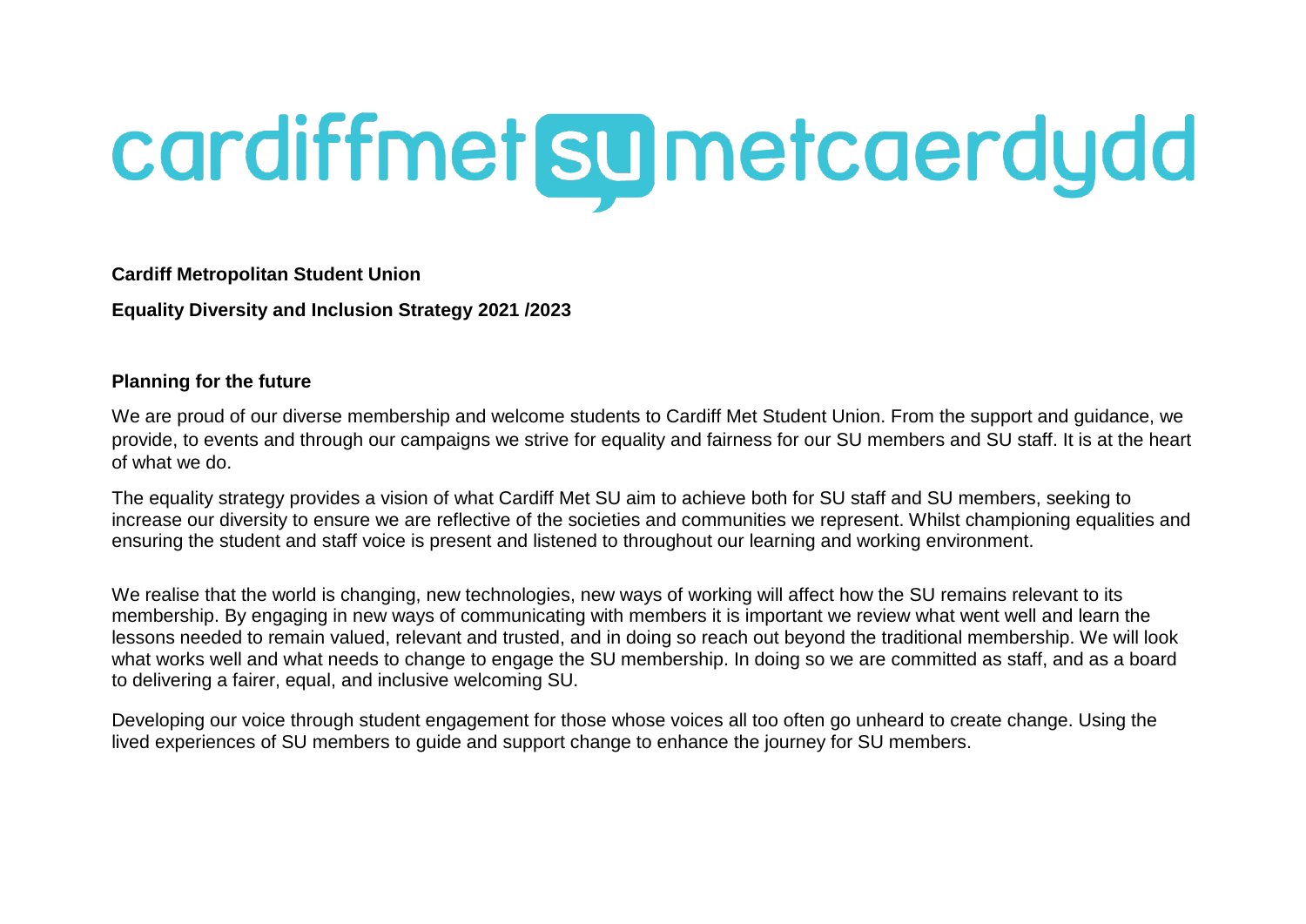cardiffmet su metcaerdydd

**Cardiff Metropolitan Student Union**

**Equality Diversity and Inclusion Strategy 2021 /2023**

**Planning for the future**

We are proud of our diverse membership and welcome students to Cardiff Met Student Union. From the support and guidance, we provide, to events and through our campaigns we strive for equality and fairness for our SU members and SU staff. It is at the heart of what we do.

The equality strategy provides a vision of what Cardiff Met SU aim to achieve both for SU staff and SU members, seeking to increase our diversity to ensure we are reflective of the societies and communities we represent. Whilst championing equalities and ensuring the student and staff voice is present and listened to throughout our learning and working environment.

We realise that the world is changing, new technologies, new ways of working will affect how the SU remains relevant to its membership. By engaging in new ways of communicating with members it is important we review what went well and learn the lessons needed to remain valued, relevant and trusted, and in doing so reach out beyond the traditional membership. We will look what works well and what needs to change to engage the SU membership. In doing so we are committed as staff, and as a board to delivering a fairer, equal, and inclusive welcoming SU.

Developing our voice through student engagement for those whose voices all too often go unheard to create change. Using the lived experiences of SU members to guide and support change to enhance the journey for SU members.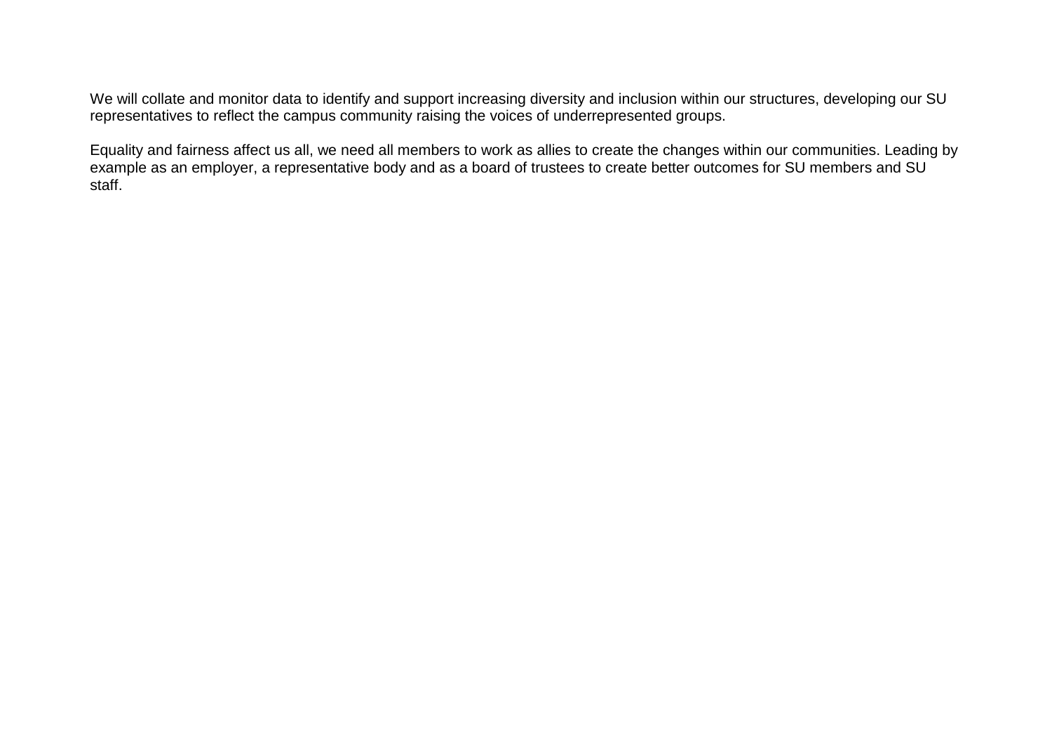We will collate and monitor data to identify and support increasing diversity and inclusion within our structures, developing our SU representatives to reflect the campus community raising the voices of underrepresented groups.

Equality and fairness affect us all, we need all members to work as allies to create the changes within our communities. Leading by example as an employer, a representative body and as a board of trustees to create better outcomes for SU members and SU staff.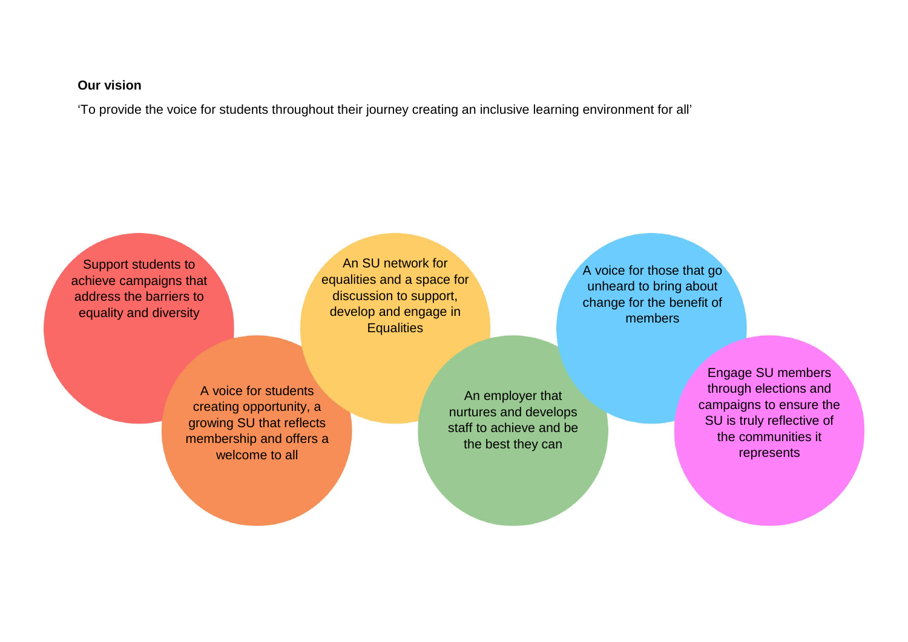**Our vision**

'To provide the voice for students throughout their journey creating an inclusive learning environment for all'

- Support students to achieve campaigns that address the barriers to equality and diversity
- A voice for students creating opportunity, a growing SU that reflects membership and offers a welcome to all
- An SU network for equalities and a space for discussion to support, develop and engage in Equalities
- An employer that nurtures and develops staff to achieve and be the best they can
- A voice for those that go unheard to bring about change for the benefit of members
- Engage SU members through elections and campaigns to ensure the SU is truly reflective of the communities it represents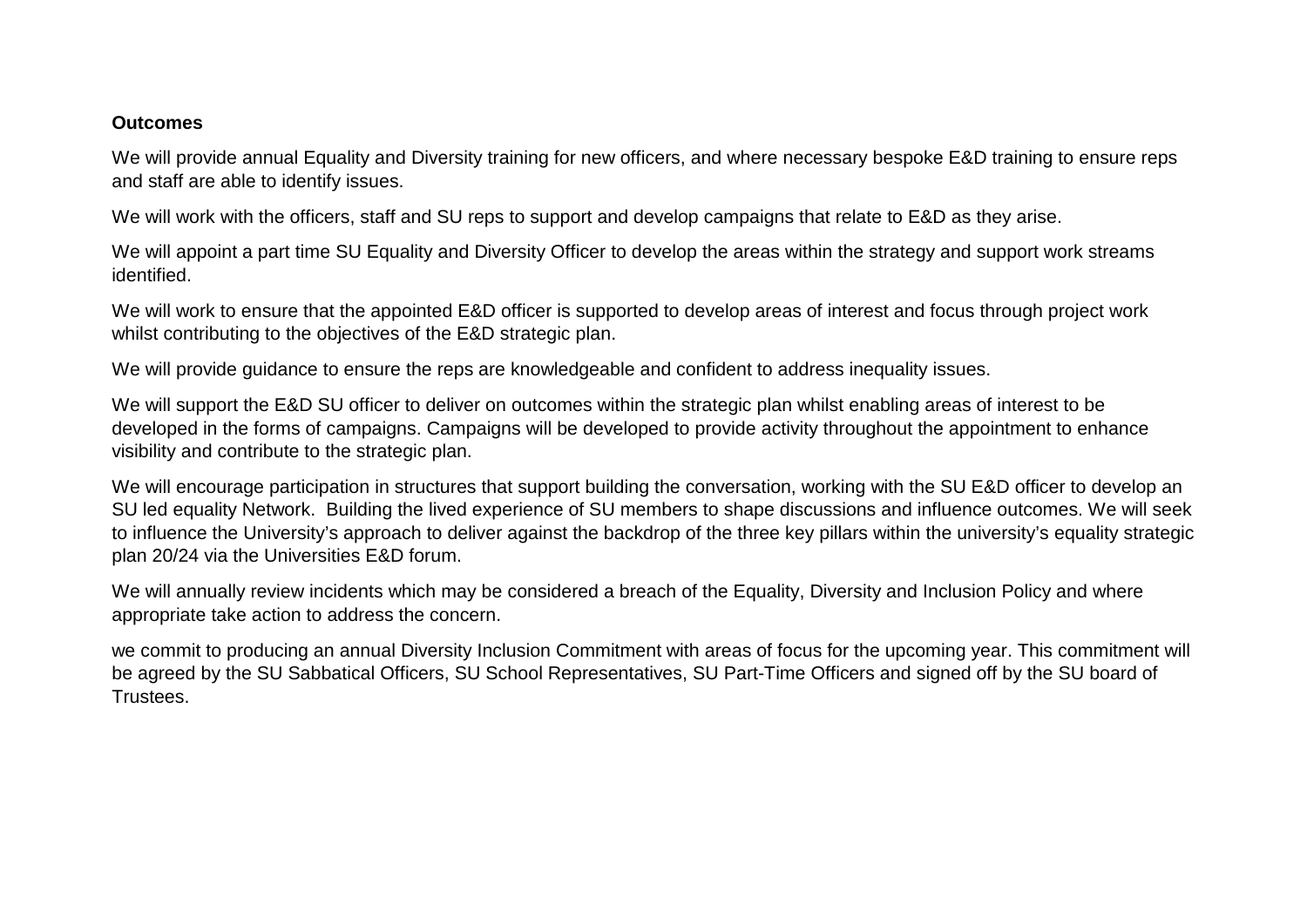**Outcomes**

We will provide annual Equality and Diversity training for new officers, and where necessary bespoke E&D training to ensure reps and staff are able to identify issues.

We will work with the officers, staff and SU reps to support and develop campaigns that relate to E&D as they arise.

We will appoint a part time SU Equality and Diversity Officer to develop the areas within the strategy and support work streams identified.

We will work to ensure that the appointed E&D officer is supported to develop areas of interest and focus through project work whilst contributing to the objectives of the E&D strategic plan.

We will provide guidance to ensure the reps are knowledgeable and confident to address inequality issues.

We will support the E&D SU officer to deliver on outcomes within the strategic plan whilst enabling areas of interest to be developed in the forms of campaigns. Campaigns will be developed to provide activity throughout the appointment to enhance visibility and contribute to the strategic plan.

We will encourage participation in structures that support building the conversation, working with the SU E&D officer to develop an SU led equality Network.  Building the lived experience of SU members to shape discussions and influence outcomes. We will seek to influence the University's approach to deliver against the backdrop of the three key pillars within the university's equality strategic plan 20/24 via the Universities E&D forum.

We will annually review incidents which may be considered a breach of the Equality, Diversity and Inclusion Policy and where appropriate take action to address the concern.

we commit to producing an annual Diversity Inclusion Commitment with areas of focus for the upcoming year. This commitment will be agreed by the SU Sabbatical Officers, SU School Representatives, SU Part-Time Officers and signed off by the SU board of Trustees.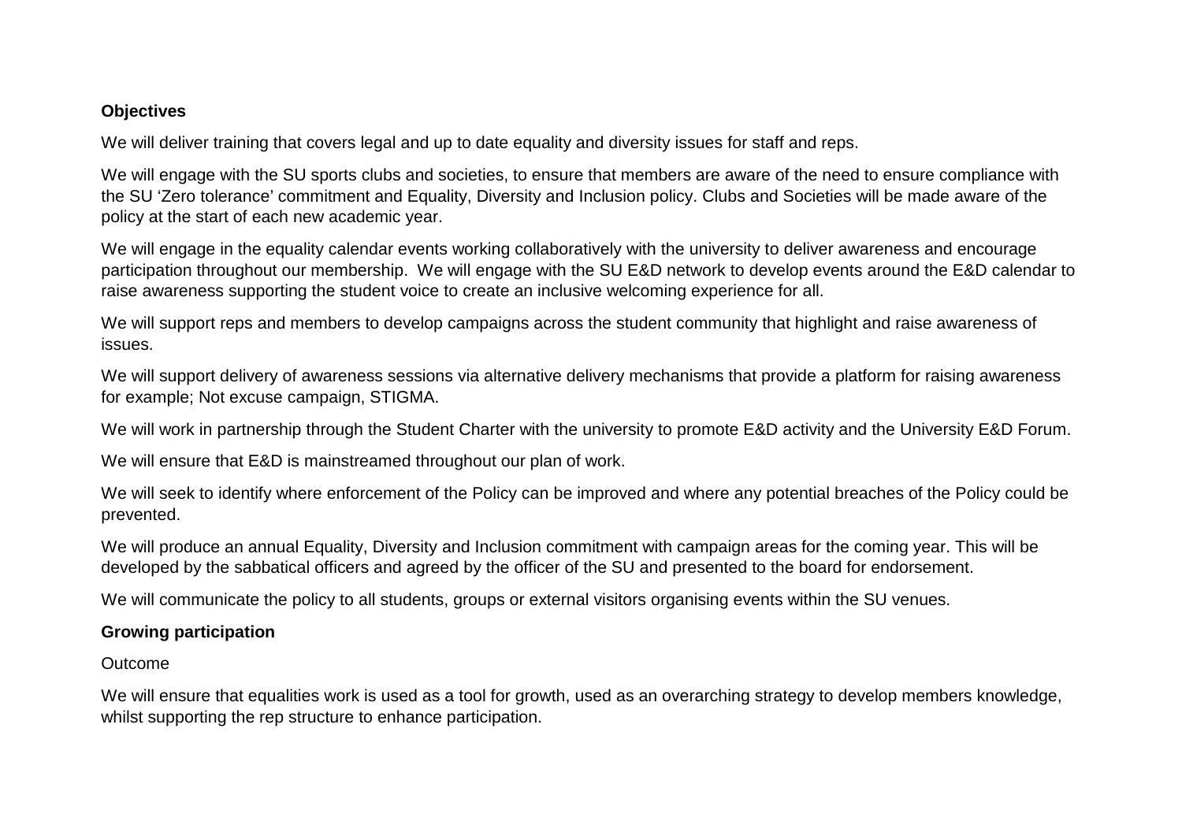**Objectives**

We will deliver training that covers legal and up to date equality and diversity issues for staff and reps.

We will engage with the SU sports clubs and societies, to ensure that members are aware of the need to ensure compliance with the SU 'Zero tolerance' commitment and Equality, Diversity and Inclusion policy. Clubs and Societies will be made aware of the policy at the start of each new academic year.

We will engage in the equality calendar events working collaboratively with the university to deliver awareness and encourage participation throughout our membership. We will engage with the SU E&D network to develop events around the E&D calendar to raise awareness supporting the student voice to create an inclusive welcoming experience for all.

We will support reps and members to develop campaigns across the student community that highlight and raise awareness of issues.

We will support delivery of awareness sessions via alternative delivery mechanisms that provide a platform for raising awareness for example; Not excuse campaign, STIGMA.

We will work in partnership through the Student Charter with the university to promote E&D activity and the University E&D Forum.

We will ensure that E&D is mainstreamed throughout our plan of work.

We will seek to identify where enforcement of the Policy can be improved and where any potential breaches of the Policy could be prevented.

We will produce an annual Equality, Diversity and Inclusion commitment with campaign areas for the coming year. This will be developed by the sabbatical officers and agreed by the officer of the SU and presented to the board for endorsement.

We will communicate the policy to all students, groups or external visitors organising events within the SU venues.

**Growing participation**

Outcome

We will ensure that equalities work is used as a tool for growth, used as an overarching strategy to develop members knowledge, whilst supporting the rep structure to enhance participation.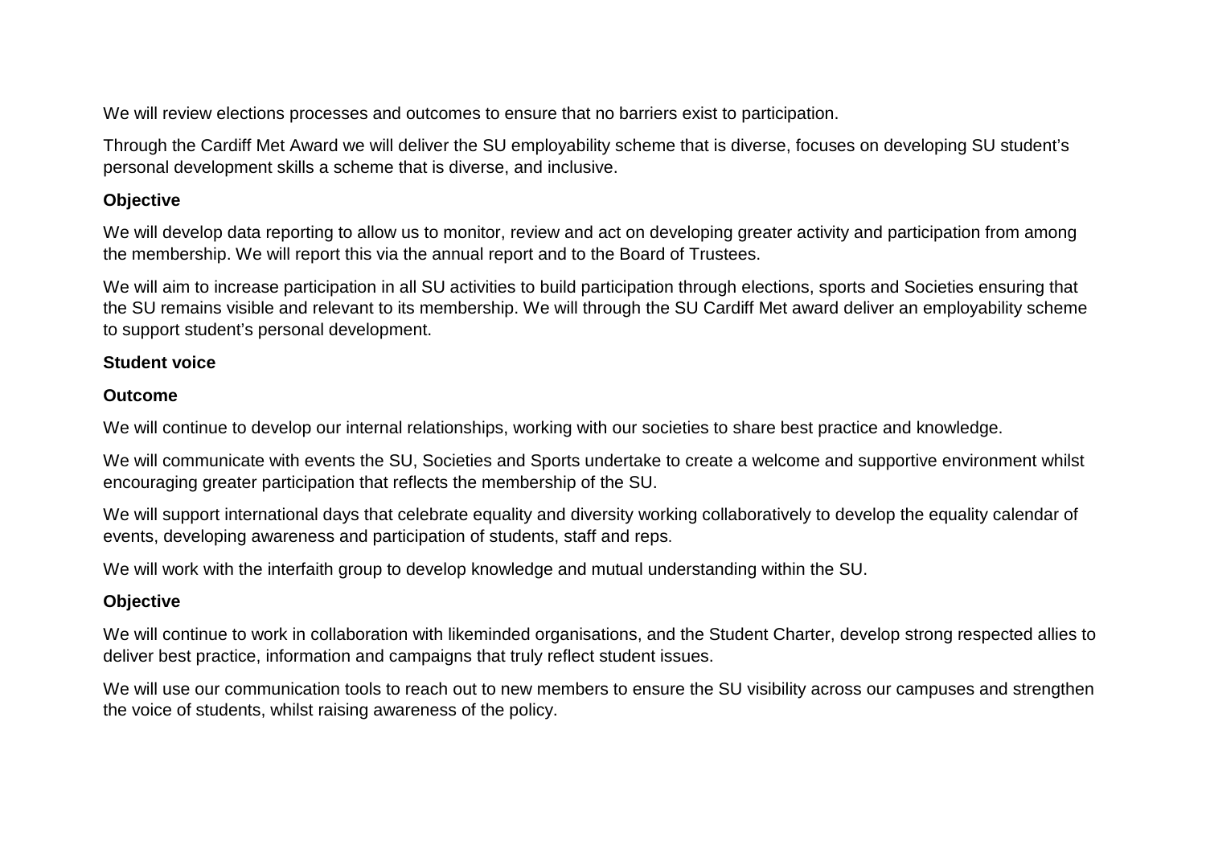We will review elections processes and outcomes to ensure that no barriers exist to participation.

Through the Cardiff Met Award we will deliver the SU employability scheme that is diverse, focuses on developing SU student's personal development skills a scheme that is diverse, and inclusive.

**Objective**

We will develop data reporting to allow us to monitor, review and act on developing greater activity and participation from among the membership. We will report this via the annual report and to the Board of Trustees.

We will aim to increase participation in all SU activities to build participation through elections, sports and Societies ensuring that the SU remains visible and relevant to its membership. We will through the SU Cardiff Met award deliver an employability scheme to support student's personal development.

**Student voice**

**Outcome**

We will continue to develop our internal relationships, working with our societies to share best practice and knowledge.

We will communicate with events the SU, Societies and Sports undertake to create a welcome and supportive environment whilst encouraging greater participation that reflects the membership of the SU.

We will support international days that celebrate equality and diversity working collaboratively to develop the equality calendar of events, developing awareness and participation of students, staff and reps.

We will work with the interfaith group to develop knowledge and mutual understanding within the SU.

**Objective**

We will continue to work in collaboration with likeminded organisations, and the Student Charter, develop strong respected allies to deliver best practice, information and campaigns that truly reflect student issues.

We will use our communication tools to reach out to new members to ensure the SU visibility across our campuses and strengthen the voice of students, whilst raising awareness of the policy.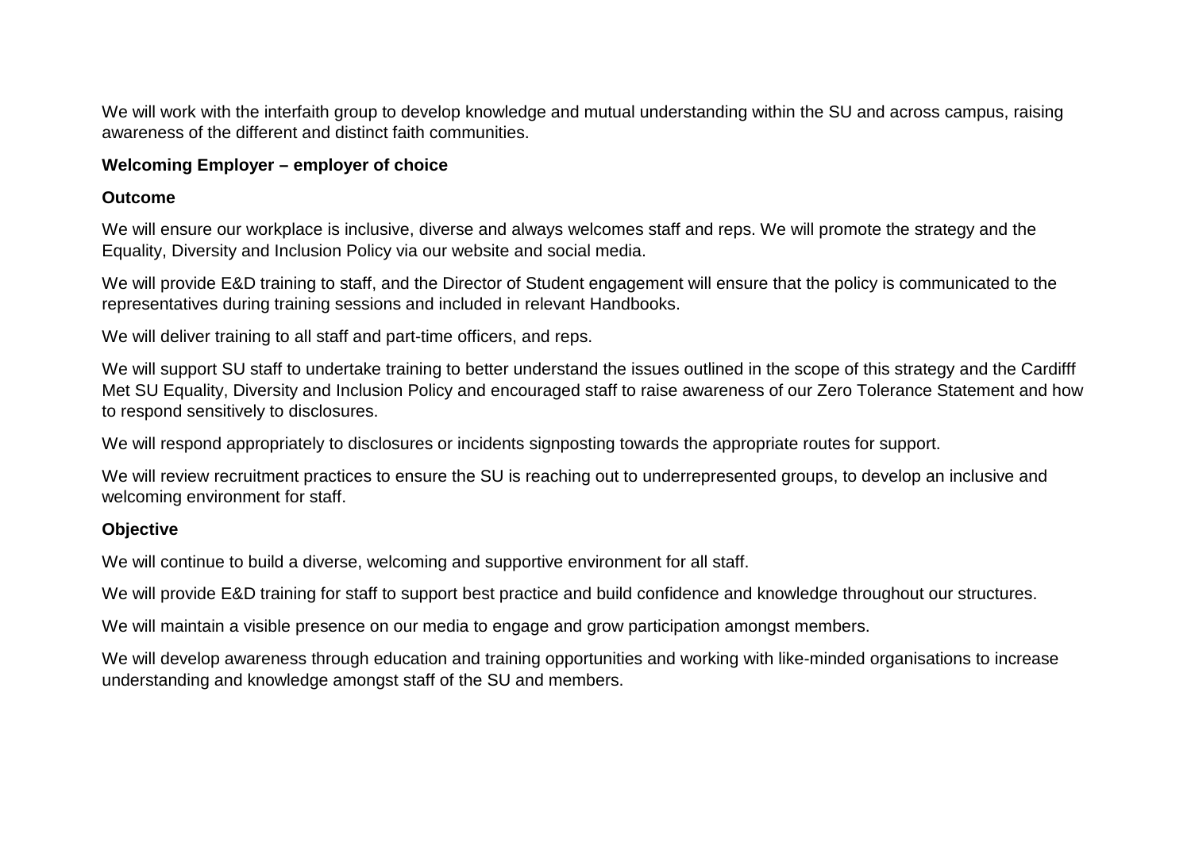We will work with the interfaith group to develop knowledge and mutual understanding within the SU and across campus, raising awareness of the different and distinct faith communities.

**Welcoming Employer – employer of choice**

**Outcome**

We will ensure our workplace is inclusive, diverse and always welcomes staff and reps. We will promote the strategy and the Equality, Diversity and Inclusion Policy via our website and social media.

We will provide E&D training to staff, and the Director of Student engagement will ensure that the policy is communicated to the representatives during training sessions and included in relevant Handbooks.

We will deliver training to all staff and part-time officers, and reps.

We will support SU staff to undertake training to better understand the issues outlined in the scope of this strategy and the Cardifff Met SU Equality, Diversity and Inclusion Policy and encouraged staff to raise awareness of our Zero Tolerance Statement and how to respond sensitively to disclosures.

We will respond appropriately to disclosures or incidents signposting towards the appropriate routes for support.

We will review recruitment practices to ensure the SU is reaching out to underrepresented groups, to develop an inclusive and welcoming environment for staff.

**Objective**

We will continue to build a diverse, welcoming and supportive environment for all staff.

We will provide E&D training for staff to support best practice and build confidence and knowledge throughout our structures.

We will maintain a visible presence on our media to engage and grow participation amongst members.

We will develop awareness through education and training opportunities and working with like-minded organisations to increase understanding and knowledge amongst staff of the SU and members.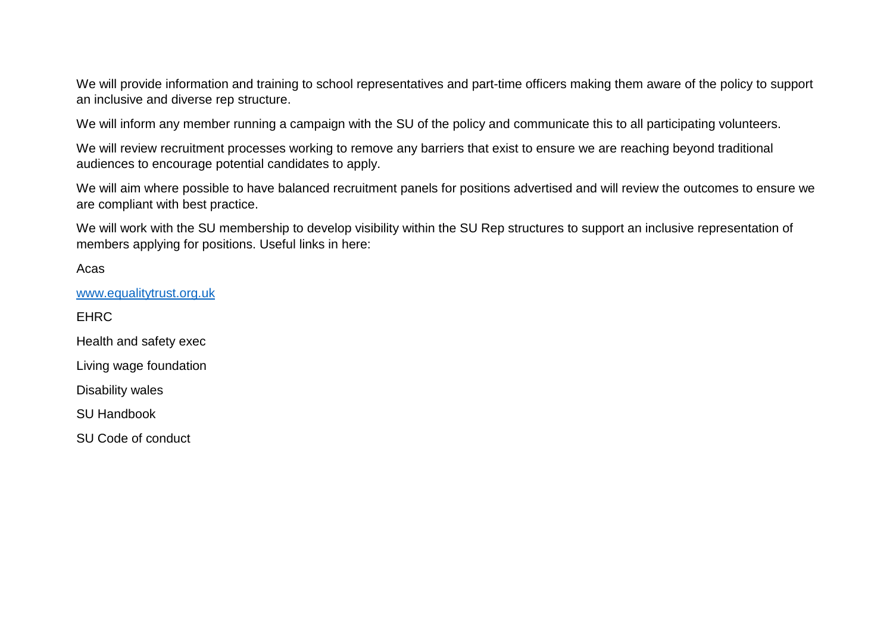We will provide information and training to school representatives and part-time officers making them aware of the policy to support an inclusive and diverse rep structure.

We will inform any member running a campaign with the SU of the policy and communicate this to all participating volunteers.

We will review recruitment processes working to remove any barriers that exist to ensure we are reaching beyond traditional audiences to encourage potential candidates to apply.

We will aim where possible to have balanced recruitment panels for positions advertised and will review the outcomes to ensure we are compliant with best practice.

We will work with the SU membership to develop visibility within the SU Rep structures to support an inclusive representation of members applying for positions. Useful links in here:

Acas

[www.equalitytrust.org.uk](http://www.equalitytrust.org.uk)

EHRC

Health and safety exec

Living wage foundation

Disability wales

SU Handbook

SU Code of conduct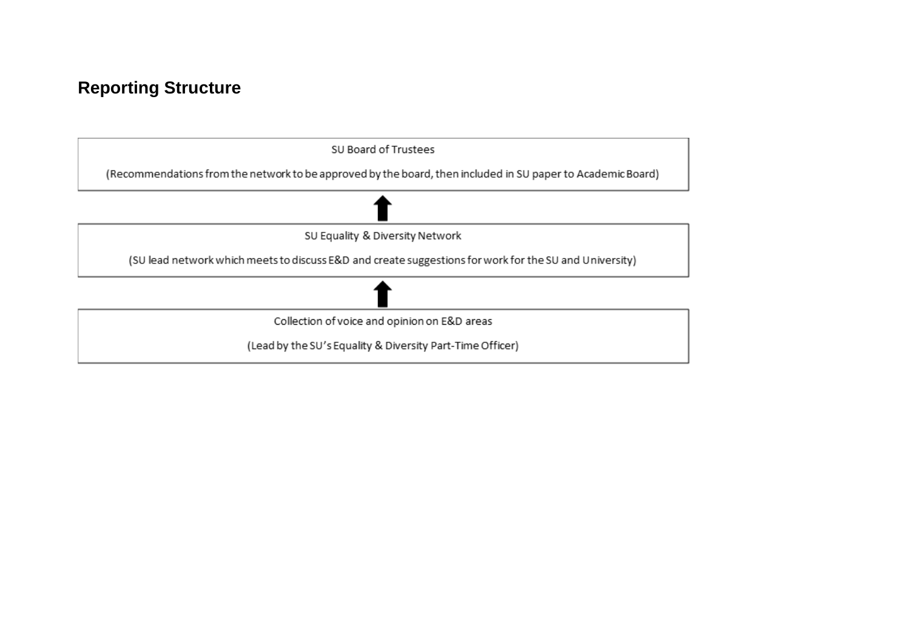## Reporting Structure

SU Board of Trustees

(Recommendations from the network to be approved by the board, then included in SU paper to Academic Board)

⬆

SU Equality & Diversity Network

(SU lead network which meets to discuss E&D and create suggestions for work for the SU and University)

⬆

Collection of voice and opinion on E&D areas

(Lead by the SU's Equality & Diversity Part-Time Officer)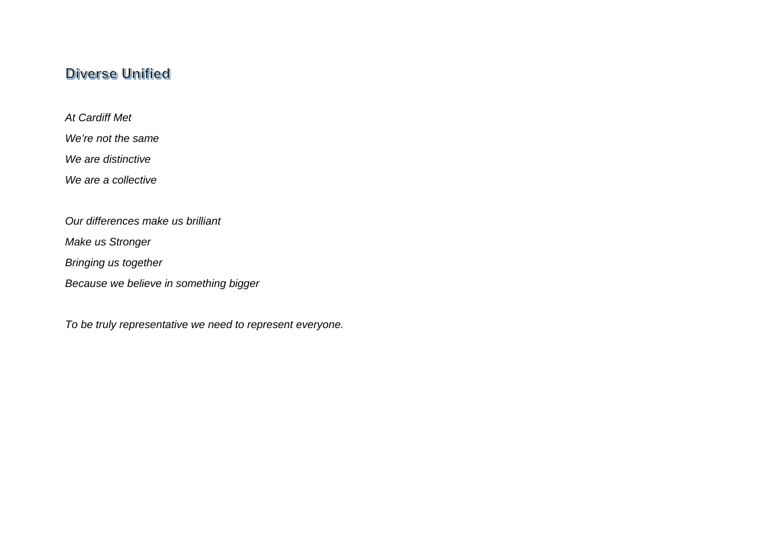## Diverse Unified

*At Cardiff Met*

*We're not the same*

*We are distinctive*

*We are a collective*

*Our differences make us brilliant*

*Make us Stronger*

*Bringing us together*

*Because we believe in something bigger*

*To be truly representative we need to represent everyone.*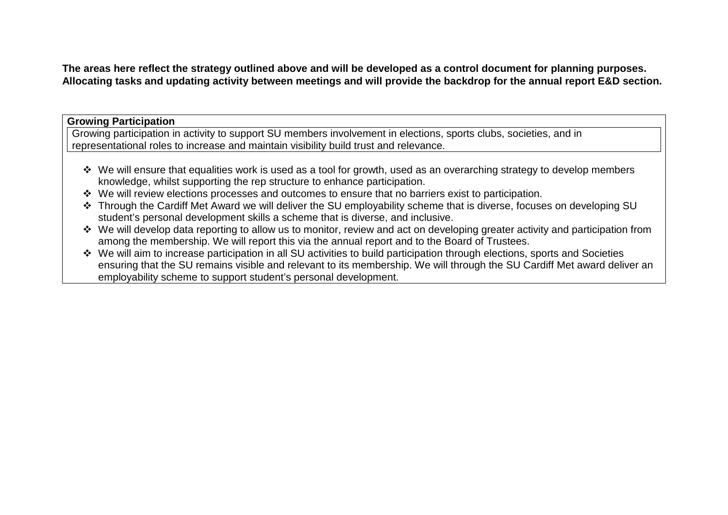**The areas here reflect the strategy outlined above and will be developed as a control document for planning purposes. Allocating tasks and updating activity between meetings and will provide the backdrop for the annual report E&D section.**

**Growing Participation**

Growing participation in activity to support SU members involvement in elections, sports clubs, societies, and in representational roles to increase and maintain visibility build trust and relevance.

- We will ensure that equalities work is used as a tool for growth, used as an overarching strategy to develop members knowledge, whilst supporting the rep structure to enhance participation.
- We will review elections processes and outcomes to ensure that no barriers exist to participation.
- Through the Cardiff Met Award we will deliver the SU employability scheme that is diverse, focuses on developing SU student's personal development skills a scheme that is diverse, and inclusive.
- We will develop data reporting to allow us to monitor, review and act on developing greater activity and participation from among the membership. We will report this via the annual report and to the Board of Trustees.
- We will aim to increase participation in all SU activities to build participation through elections, sports and Societies ensuring that the SU remains visible and relevant to its membership. We will through the SU Cardiff Met award deliver an employability scheme to support student's personal development.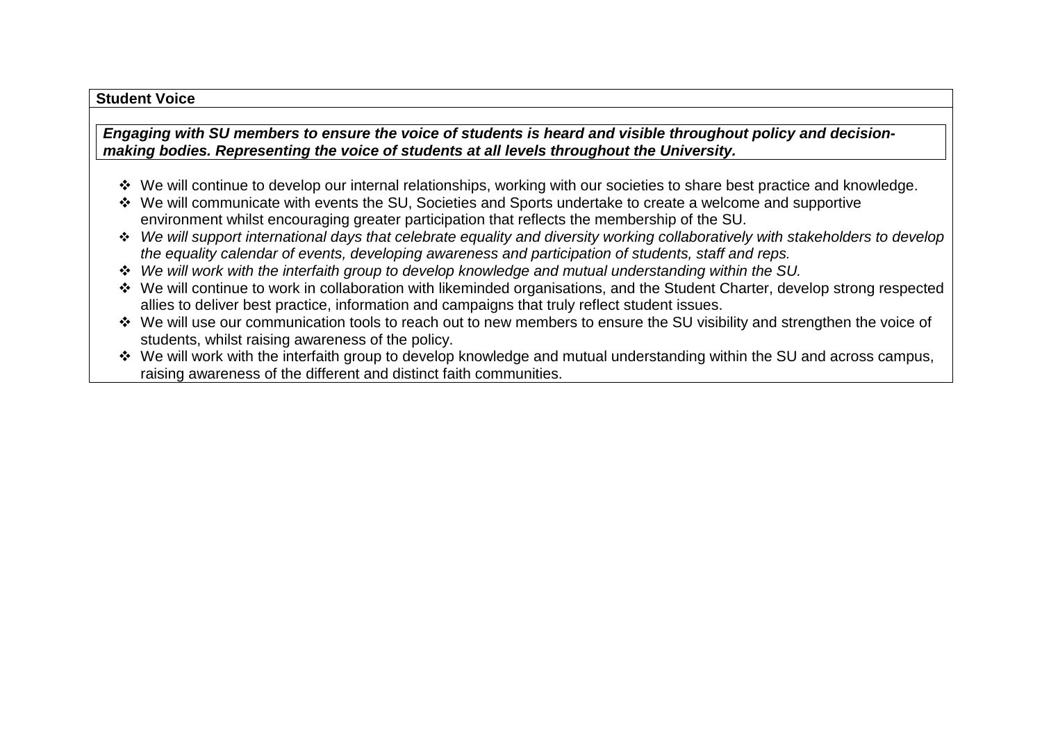**Student Voice**

***Engaging with SU members to ensure the voice of students is heard and visible throughout policy and decision-making bodies. Representing the voice of students at all levels throughout the University.***

- We will continue to develop our internal relationships, working with our societies to share best practice and knowledge.
- We will communicate with events the SU, Societies and Sports undertake to create a welcome and supportive environment whilst encouraging greater participation that reflects the membership of the SU.
- *We will support international days that celebrate equality and diversity working collaboratively with stakeholders to develop the equality calendar of events, developing awareness and participation of students, staff and reps.*
- *We will work with the interfaith group to develop knowledge and mutual understanding within the SU.*
- We will continue to work in collaboration with likeminded organisations, and the Student Charter, develop strong respected allies to deliver best practice, information and campaigns that truly reflect student issues.
- We will use our communication tools to reach out to new members to ensure the SU visibility and strengthen the voice of students, whilst raising awareness of the policy.
- We will work with the interfaith group to develop knowledge and mutual understanding within the SU and across campus, raising awareness of the different and distinct faith communities.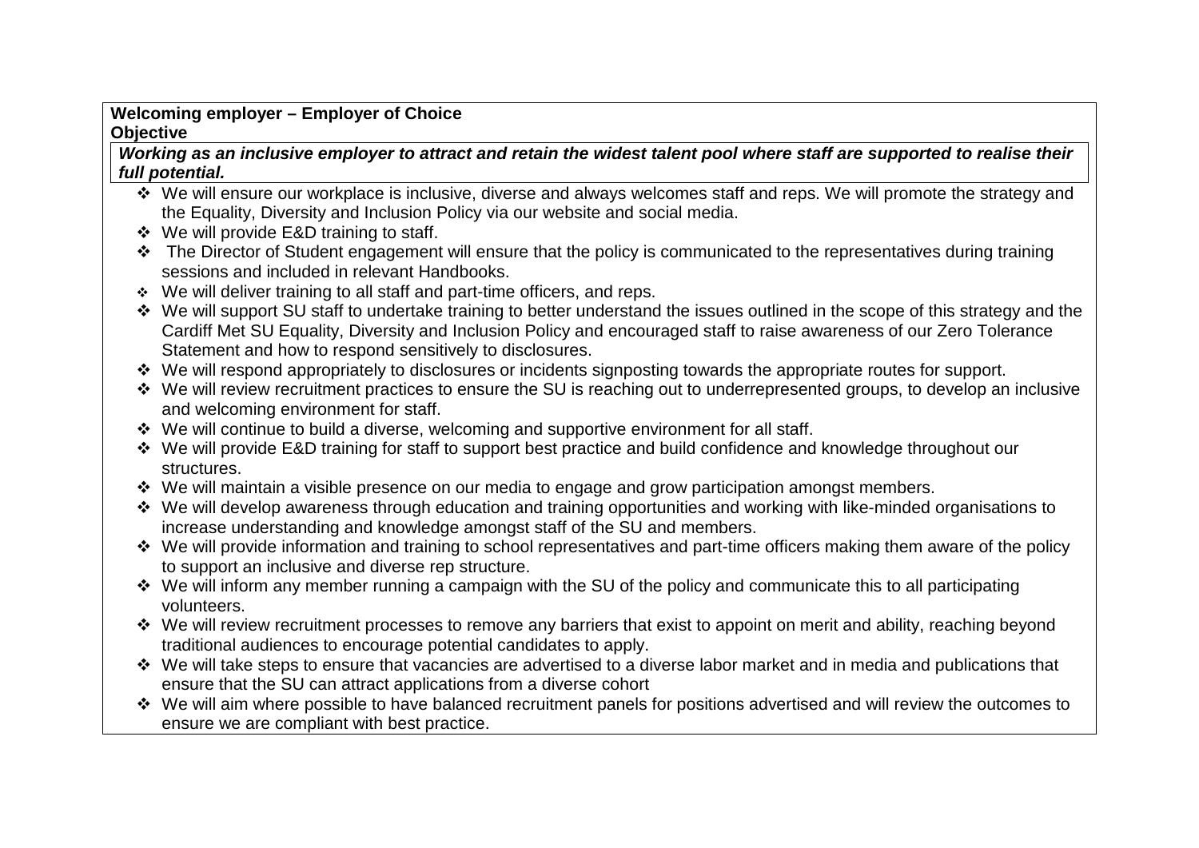**Welcoming employer – Employer of Choice**
**Objective**

***Working as an inclusive employer to attract and retain the widest talent pool where staff are supported to realise their full potential.***

- We will ensure our workplace is inclusive, diverse and always welcomes staff and reps. We will promote the strategy and the Equality, Diversity and Inclusion Policy via our website and social media.
- We will provide E&D training to staff.
- The Director of Student engagement will ensure that the policy is communicated to the representatives during training sessions and included in relevant Handbooks.
- We will deliver training to all staff and part-time officers, and reps.
- We will support SU staff to undertake training to better understand the issues outlined in the scope of this strategy and the Cardiff Met SU Equality, Diversity and Inclusion Policy and encouraged staff to raise awareness of our Zero Tolerance Statement and how to respond sensitively to disclosures.
- We will respond appropriately to disclosures or incidents signposting towards the appropriate routes for support.
- We will review recruitment practices to ensure the SU is reaching out to underrepresented groups, to develop an inclusive and welcoming environment for staff.
- We will continue to build a diverse, welcoming and supportive environment for all staff.
- We will provide E&D training for staff to support best practice and build confidence and knowledge throughout our structures.
- We will maintain a visible presence on our media to engage and grow participation amongst members.
- We will develop awareness through education and training opportunities and working with like-minded organisations to increase understanding and knowledge amongst staff of the SU and members.
- We will provide information and training to school representatives and part-time officers making them aware of the policy to support an inclusive and diverse rep structure.
- We will inform any member running a campaign with the SU of the policy and communicate this to all participating volunteers.
- We will review recruitment processes to remove any barriers that exist to appoint on merit and ability, reaching beyond traditional audiences to encourage potential candidates to apply.
- We will take steps to ensure that vacancies are advertised to a diverse labor market and in media and publications that ensure that the SU can attract applications from a diverse cohort
- We will aim where possible to have balanced recruitment panels for positions advertised and will review the outcomes to ensure we are compliant with best practice.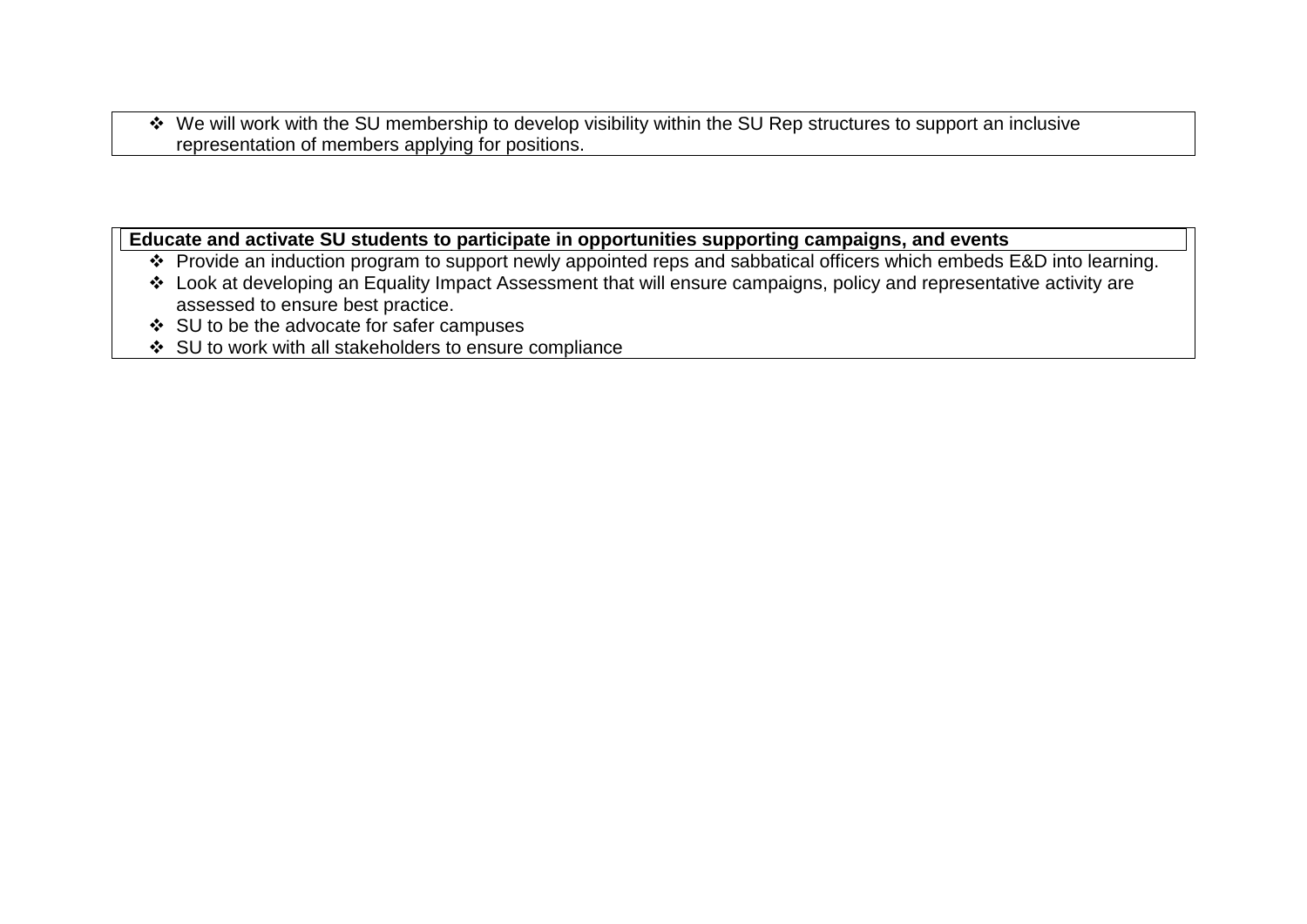- We will work with the SU membership to develop visibility within the SU Rep structures to support an inclusive representation of members applying for positions.

**Educate and activate SU students to participate in opportunities supporting campaigns, and events**

- Provide an induction program to support newly appointed reps and sabbatical officers which embeds E&D into learning.
- Look at developing an Equality Impact Assessment that will ensure campaigns, policy and representative activity are assessed to ensure best practice.
- SU to be the advocate for safer campuses
- SU to work with all stakeholders to ensure compliance